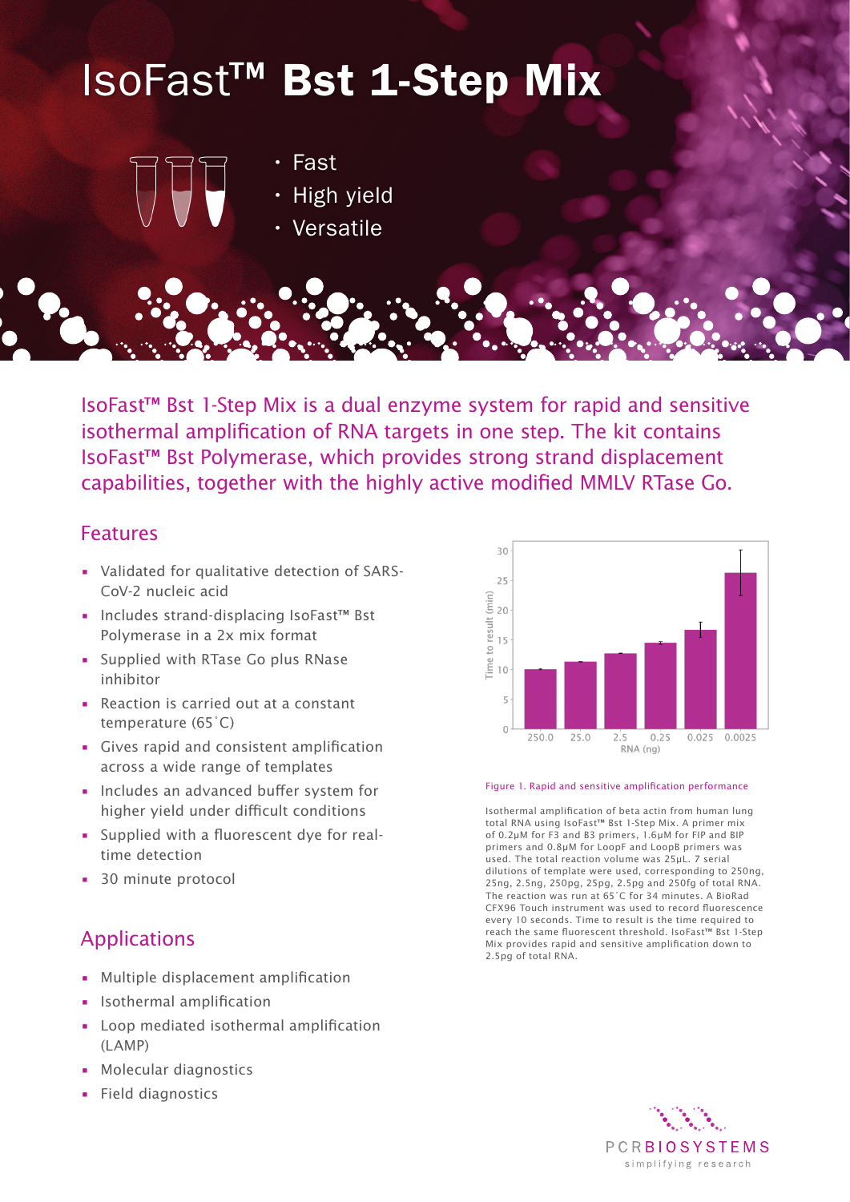# IsoFast™ **Bst 1-Step Mix**

- Fast
- High yield
- Versatile

IsoFast™ Bst 1-Step Mix is a dual enzyme system for rapid and sensitive isothermal amplification of RNA targets in one step. The kit contains IsoFast™ Bst Polymerase, which provides strong strand displacement capabilities, together with the highly active modified MMLV RTase Go.

## Features

- Validated for qualitative detection of SARS-CoV-2 nucleic acid
- Includes strand-displacing IsoFast™ Bst Polymerase in a 2x mix format
- Supplied with RTase Go plus RNase inhibitor
- Reaction is carried out at a constant temperature (65˚C)
- Gives rapid and consistent amplification across a wide range of templates
- Includes an advanced buffer system for higher yield under difficult conditions
- Supplied with a fluorescent dye for real-time detection
- 30 minute protocol

## Applications

- Multiple displacement amplification
- Isothermal amplification
- Loop mediated isothermal amplification (LAMP)
- Molecular diagnostics
- Field diagnostics

Figure 1. Rapid and sensitive amplification performance

Isothermal amplification of beta actin from human lung total RNA using IsoFast™ Bst 1-Step Mix. A primer mix of 0.2μM for F3 and B3 primers, 1.6μM for FIP and BIP primers and 0.8μM for LoopF and LoopB primers was used. The total reaction volume was 25μL. 7 serial dilutions of template were used, corresponding to 250ng, 25ng, 2.5ng, 250pg, 25pg, 2.5pg and 250fg of total RNA. The reaction was run at 65˚C for 34 minutes. A BioRad CFX96 Touch instrument was used to record fluorescence every 10 seconds. Time to result is the time required to reach the same fluorescent threshold. IsoFast™ Bst 1-Step Mix provides rapid and sensitive amplification down to 2.5pg of total RNA.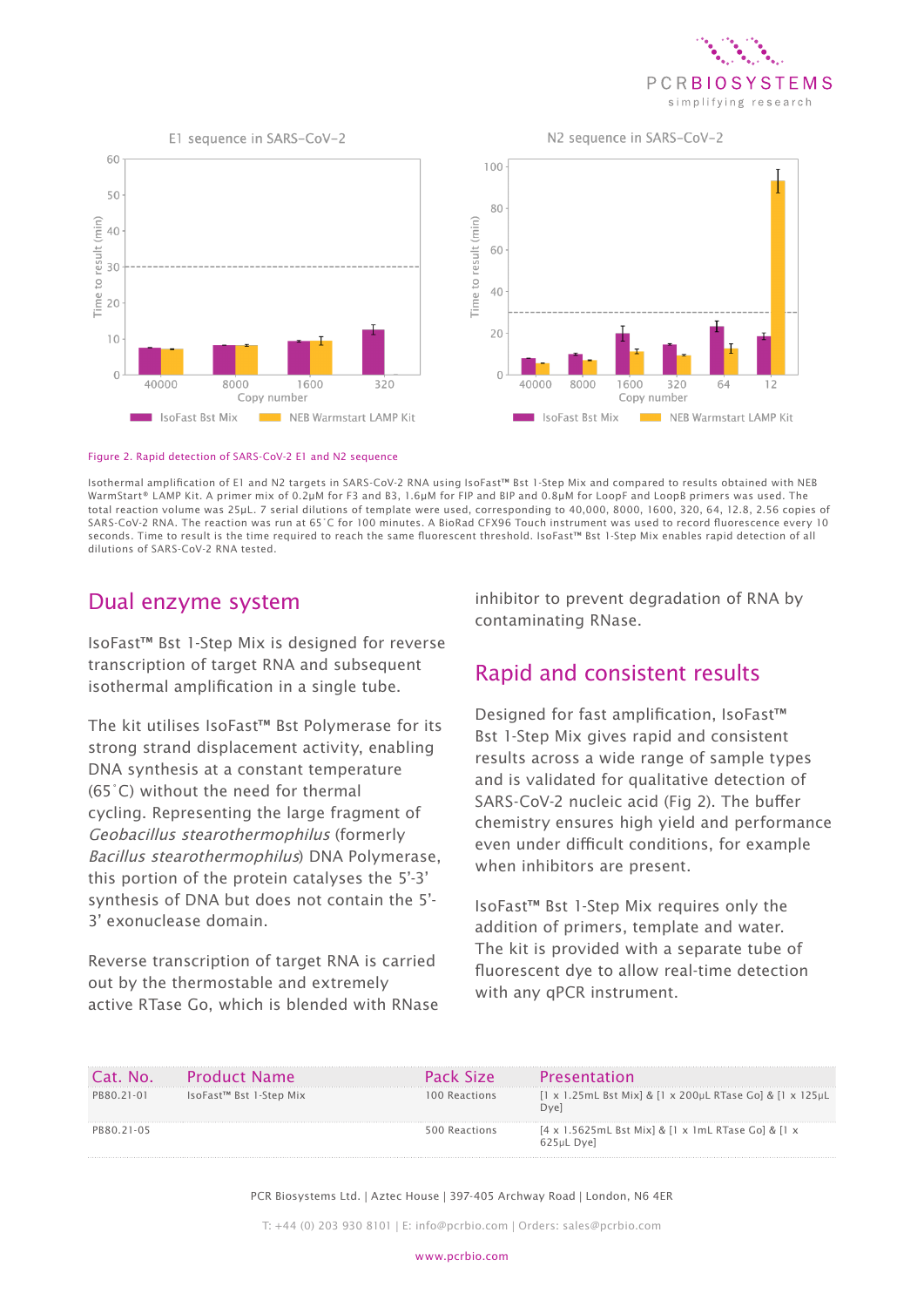E1 sequence in SARS-CoV-2

Time to result (min)

60
50
40
30
20
10
0

40000 8000 1600 320

Copy number

IsoFast Bst Mix NEB Warmstart LAMP Kit

N2 sequence in SARS-CoV-2

Time to result (min)

100
80
60
40
20
0

40000 8000 1600 320 64 12

Copy number

IsoFast Bst Mix NEB Warmstart LAMP Kit

Figure 2. Rapid detection of SARS-CoV-2 E1 and N2 sequence

Isothermal amplification of E1 and N2 targets in SARS-CoV-2 RNA using IsoFast™ Bst 1-Step Mix and compared to results obtained with NEB WarmStart® LAMP Kit. A primer mix of 0.2μM for F3 and B3, 1.6μM for FIP and BIP and 0.8μM for LoopF and LoopB primers was used. The total reaction volume was 25μL. 7 serial dilutions of template were used, corresponding to 40,000, 8000, 1600, 320, 64, 12.8, 2.56 copies of SARS-CoV-2 RNA. The reaction was run at 65˚C for 100 minutes. A BioRad CFX96 Touch instrument was used to record fluorescence every 10 seconds. Time to result is the time required to reach the same fluorescent threshold. IsoFast™ Bst 1-Step Mix enables rapid detection of all dilutions of SARS-CoV-2 RNA tested.

## Dual enzyme system

IsoFast™ Bst 1-Step Mix is designed for reverse transcription of target RNA and subsequent isothermal amplification in a single tube.

The kit utilises IsoFast™ Bst Polymerase for its strong strand displacement activity, enabling DNA synthesis at a constant temperature (65˚C) without the need for thermal cycling. Representing the large fragment of *Geobacillus stearothermophilus* (formerly *Bacillus stearothermophilus*) DNA Polymerase, this portion of the protein catalyses the 5'-3' synthesis of DNA but does not contain the 5'-3' exonuclease domain.

Reverse transcription of target RNA is carried out by the thermostable and extremely active RTase Go, which is blended with RNase inhibitor to prevent degradation of RNA by contaminating RNase.

## Rapid and consistent results

Designed for fast amplification, IsoFast™ Bst 1-Step Mix gives rapid and consistent results across a wide range of sample types and is validated for qualitative detection of SARS-CoV-2 nucleic acid (Fig 2). The buffer chemistry ensures high yield and performance even under difficult conditions, for example when inhibitors are present.

IsoFast™ Bst 1-Step Mix requires only the addition of primers, template and water. The kit is provided with a separate tube of fluorescent dye to allow real-time detection with any qPCR instrument.

| Cat. No. | Product Name | Pack Size | Presentation |
|---|---|---|---|
| PB80.21-01 | IsoFast™ Bst 1-Step Mix | 100 Reactions | [1 x 1.25mL Bst Mix] & [1 x 200μL RTase Go] & [1 x 125μL Dye] |
| PB80.21-05 | | 500 Reactions | [4 x 1.5625mL Bst Mix] & [1 x 1mL RTase Go] & [1 x 625μL Dye] |

PCR Biosystems Ltd. | Aztec House | 397-405 Archway Road | London, N6 4ER

T: +44 (0) 203 930 8101 | E: info@pcrbio.com | Orders: sales@pcrbio.com

www.pcrbio.com